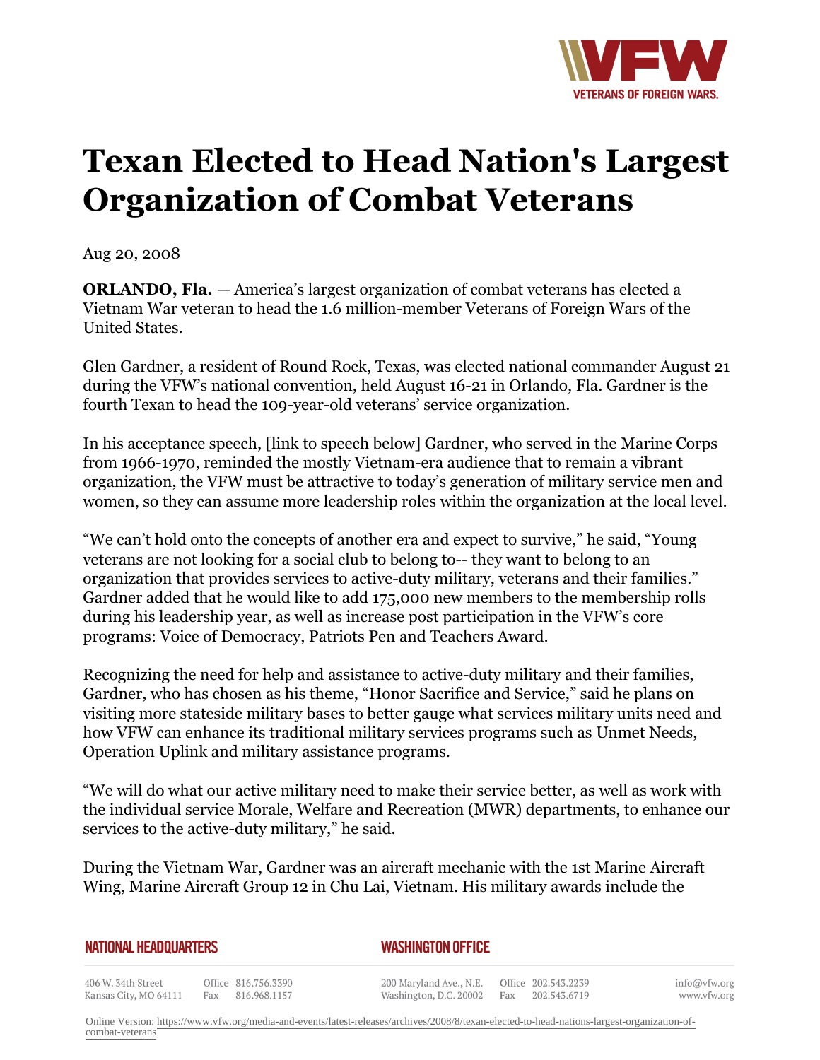# Texan Elected to Head Nation's Largest Organization of Combat Veterans

Aug 20, 2008

**ORLANDO, Fla.** — America's largest organization of combat veterans has elected a Vietnam War veteran to head the 1.6 million-member Veterans of Foreign Wars of the United States.

Glen Gardner, a resident of Round Rock, Texas, was elected national commander August 21 during the VFW's national convention, held August 16-21 in Orlando, Fla. Gardner is the fourth Texan to head the 109-year-old veterans' service organization.

In his acceptance speech, [link to speech below] Gardner, who served in the Marine Corps from 1966-1970, reminded the mostly Vietnam-era audience that to remain a vibrant organization, the VFW must be attractive to today's generation of military service men and women, so they can assume more leadership roles within the organization at the local level.

"We can't hold onto the concepts of another era and expect to survive," he said, "Young veterans are not looking for a social club to belong to-- they want to belong to an organization that provides services to active-duty military, veterans and their families." Gardner added that he would like to add 175,000 new members to the membership rolls during his leadership year, as well as increase post participation in the VFW's core programs: Voice of Democracy, Patriots Pen and Teachers Award.

Recognizing the need for help and assistance to active-duty military and their families, Gardner, who has chosen as his theme, "Honor Sacrifice and Service," said he plans on visiting more stateside military bases to better gauge what services military units need and how VFW can enhance its traditional military services programs such as Unmet Needs, Operation Uplink and military assistance programs.

"We will do what our active military need to make their service better, as well as work with the individual service Morale, Welfare and Recreation (MWR) departments, to enhance our services to the active-duty military," he said.

During the Vietnam War, Gardner was an aircraft mechanic with the 1st Marine Aircraft Wing, Marine Aircraft Group 12 in Chu Lai, Vietnam. His military awards include the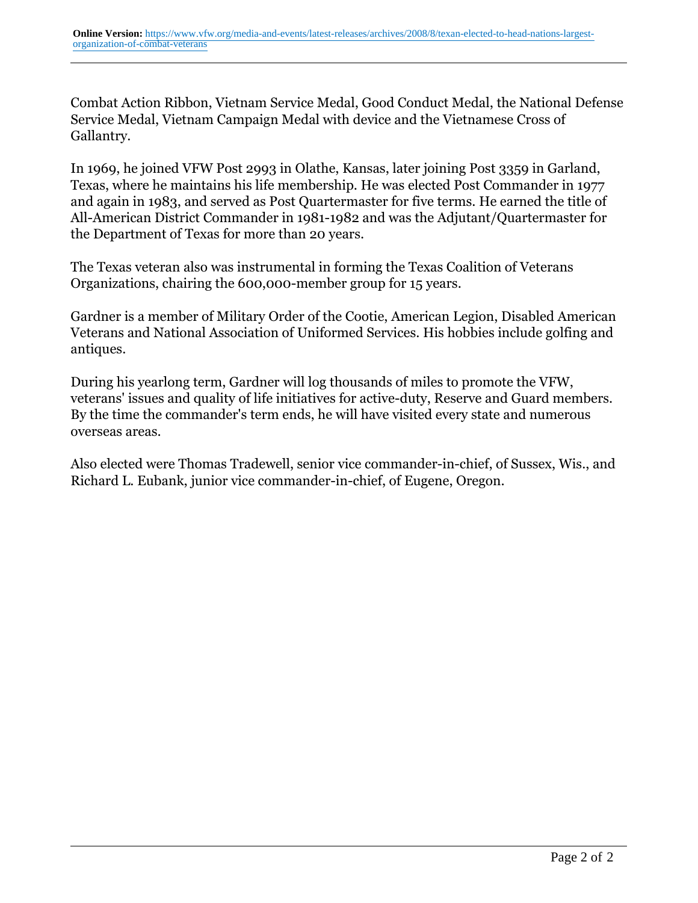Combat Action Ribbon, Vietnam Service Medal, Good Conduct Medal, the National Defense Service Medal, Vietnam Campaign Medal with device and the Vietnamese Cross of Gallantry.

In 1969, he joined VFW Post 2993 in Olathe, Kansas, later joining Post 3359 in Garland, Texas, where he maintains his life membership. He was elected Post Commander in 1977 and again in 1983, and served as Post Quartermaster for five terms. He earned the title of All-American District Commander in 1981-1982 and was the Adjutant/Quartermaster for the Department of Texas for more than 20 years.

The Texas veteran also was instrumental in forming the Texas Coalition of Veterans Organizations, chairing the 600,000-member group for 15 years.

Gardner is a member of Military Order of the Cootie, American Legion, Disabled American Veterans and National Association of Uniformed Services. His hobbies include golfing and antiques.

During his yearlong term, Gardner will log thousands of miles to promote the VFW, veterans' issues and quality of life initiatives for active-duty, Reserve and Guard members. By the time the commander's term ends, he will have visited every state and numerous overseas areas.

Also elected were Thomas Tradewell, senior vice commander-in-chief, of Sussex, Wis., and Richard L. Eubank, junior vice commander-in-chief, of Eugene, Oregon.